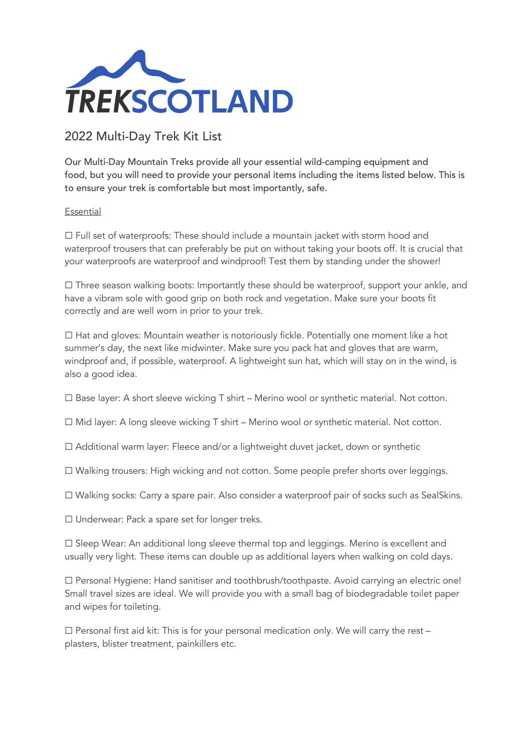# TREKSCOTLAND

## 2022 Multi-Day Trek Kit List

Our Multi-Day Mountain Treks provide all your essential wild-camping equipment and food, but you will need to provide your personal items including the items listed below. This is to ensure your trek is comfortable but most importantly, safe.

Essential

☐ Full set of waterproofs: These should include a mountain jacket with storm hood and waterproof trousers that can preferably be put on without taking your boots off. It is crucial that your waterproofs are waterproof and windproof! Test them by standing under the shower!

☐ Three season walking boots: Importantly these should be waterproof, support your ankle, and have a vibram sole with good grip on both rock and vegetation. Make sure your boots fit correctly and are well worn in prior to your trek.

☐ Hat and gloves: Mountain weather is notoriously fickle. Potentially one moment like a hot summer's day, the next like midwinter. Make sure you pack hat and gloves that are warm, windproof and, if possible, waterproof. A lightweight sun hat, which will stay on in the wind, is also a good idea.

☐ Base layer: A short sleeve wicking T shirt – Merino wool or synthetic material. Not cotton.

☐ Mid layer: A long sleeve wicking T shirt – Merino wool or synthetic material. Not cotton.

☐ Additional warm layer: Fleece and/or a lightweight duvet jacket, down or synthetic

☐ Walking trousers: High wicking and not cotton. Some people prefer shorts over leggings.

☐ Walking socks: Carry a spare pair. Also consider a waterproof pair of socks such as SealSkins.

☐ Underwear: Pack a spare set for longer treks.

☐ Sleep Wear: An additional long sleeve thermal top and leggings. Merino is excellent and usually very light. These items can double up as additional layers when walking on cold days.

☐ Personal Hygiene: Hand sanitiser and toothbrush/toothpaste. Avoid carrying an electric one! Small travel sizes are ideal. We will provide you with a small bag of biodegradable toilet paper and wipes for toileting.

☐ Personal first aid kit: This is for your personal medication only. We will carry the rest – plasters, blister treatment, painkillers etc.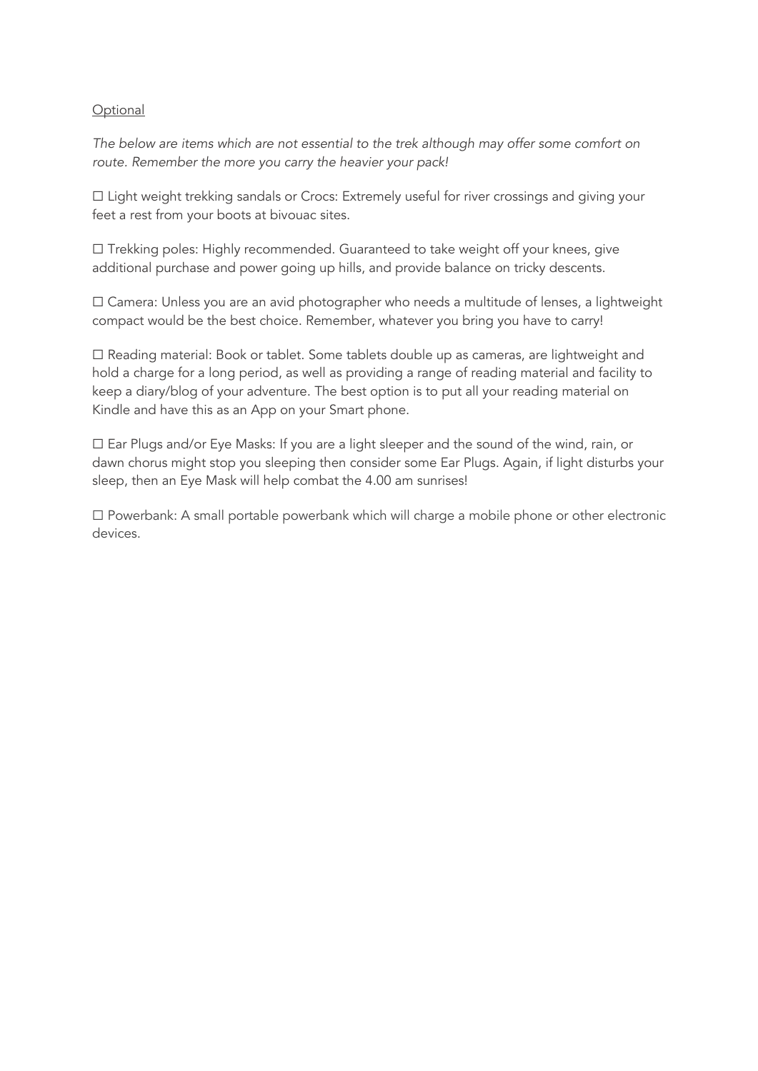<u>Optional</u>

*The below are items which are not essential to the trek although may offer some comfort on route. Remember the more you carry the heavier your pack!*

☐ Light weight trekking sandals or Crocs: Extremely useful for river crossings and giving your feet a rest from your boots at bivouac sites.

☐ Trekking poles: Highly recommended. Guaranteed to take weight off your knees, give additional purchase and power going up hills, and provide balance on tricky descents.

☐ Camera: Unless you are an avid photographer who needs a multitude of lenses, a lightweight compact would be the best choice. Remember, whatever you bring you have to carry!

☐ Reading material: Book or tablet. Some tablets double up as cameras, are lightweight and hold a charge for a long period, as well as providing a range of reading material and facility to keep a diary/blog of your adventure. The best option is to put all your reading material on Kindle and have this as an App on your Smart phone.

☐ Ear Plugs and/or Eye Masks: If you are a light sleeper and the sound of the wind, rain, or dawn chorus might stop you sleeping then consider some Ear Plugs. Again, if light disturbs your sleep, then an Eye Mask will help combat the 4.00 am sunrises!

☐ Powerbank: A small portable powerbank which will charge a mobile phone or other electronic devices.